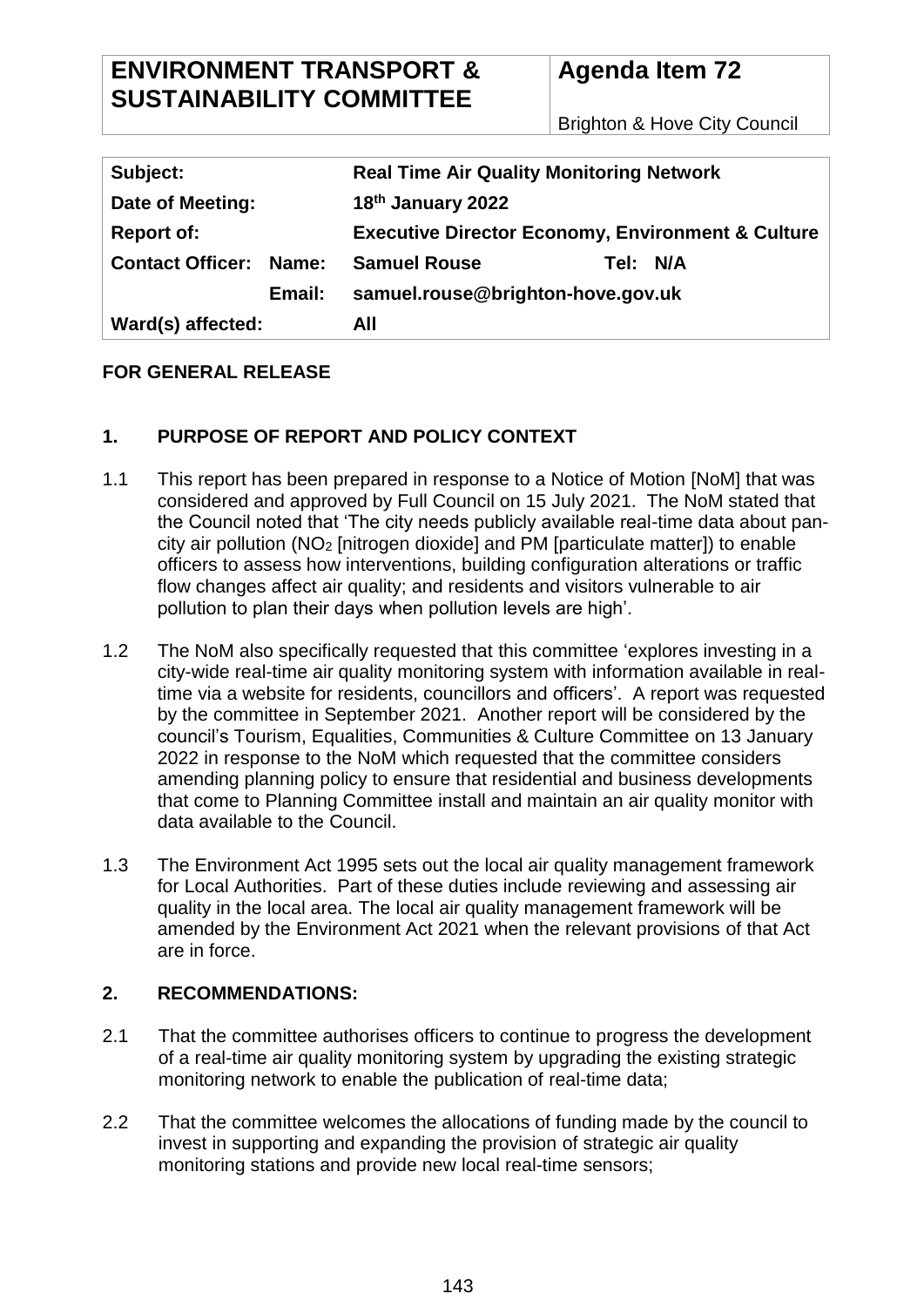| ENVIRONMENT TRANSPORT & SUSTAINABILITY COMMITTEE | Agenda Item 72 |
|---|---|
| | Brighton & Hove City Council |

| | |
|---|---|
| **Subject:** | **Real Time Air Quality Monitoring Network** |
| **Date of Meeting:** | **18th January 2022** |
| **Report of:** | **Executive Director Economy, Environment & Culture** |
| **Contact Officer: Name:** | **Samuel Rouse Tel: N/A** |
| **Email:** | **samuel.rouse@brighton-hove.gov.uk** |
| **Ward(s) affected:** | **All** |

**FOR GENERAL RELEASE**

## 1. PURPOSE OF REPORT AND POLICY CONTEXT

1.1 This report has been prepared in response to a Notice of Motion [NoM] that was considered and approved by Full Council on 15 July 2021. The NoM stated that the Council noted that 'The city needs publicly available real-time data about pan-city air pollution ($NO_2$ [nitrogen dioxide] and PM [particulate matter]) to enable officers to assess how interventions, building configuration alterations or traffic flow changes affect air quality; and residents and visitors vulnerable to air pollution to plan their days when pollution levels are high'.

1.2 The NoM also specifically requested that this committee 'explores investing in a city-wide real-time air quality monitoring system with information available in real-time via a website for residents, councillors and officers'. A report was requested by the committee in September 2021. Another report will be considered by the council's Tourism, Equalities, Communities & Culture Committee on 13 January 2022 in response to the NoM which requested that the committee considers amending planning policy to ensure that residential and business developments that come to Planning Committee install and maintain an air quality monitor with data available to the Council.

1.3 The Environment Act 1995 sets out the local air quality management framework for Local Authorities. Part of these duties include reviewing and assessing air quality in the local area. The local air quality management framework will be amended by the Environment Act 2021 when the relevant provisions of that Act are in force.

## 2. RECOMMENDATIONS:

2.1 That the committee authorises officers to continue to progress the development of a real-time air quality monitoring system by upgrading the existing strategic monitoring network to enable the publication of real-time data;

2.2 That the committee welcomes the allocations of funding made by the council to invest in supporting and expanding the provision of strategic air quality monitoring stations and provide new local real-time sensors;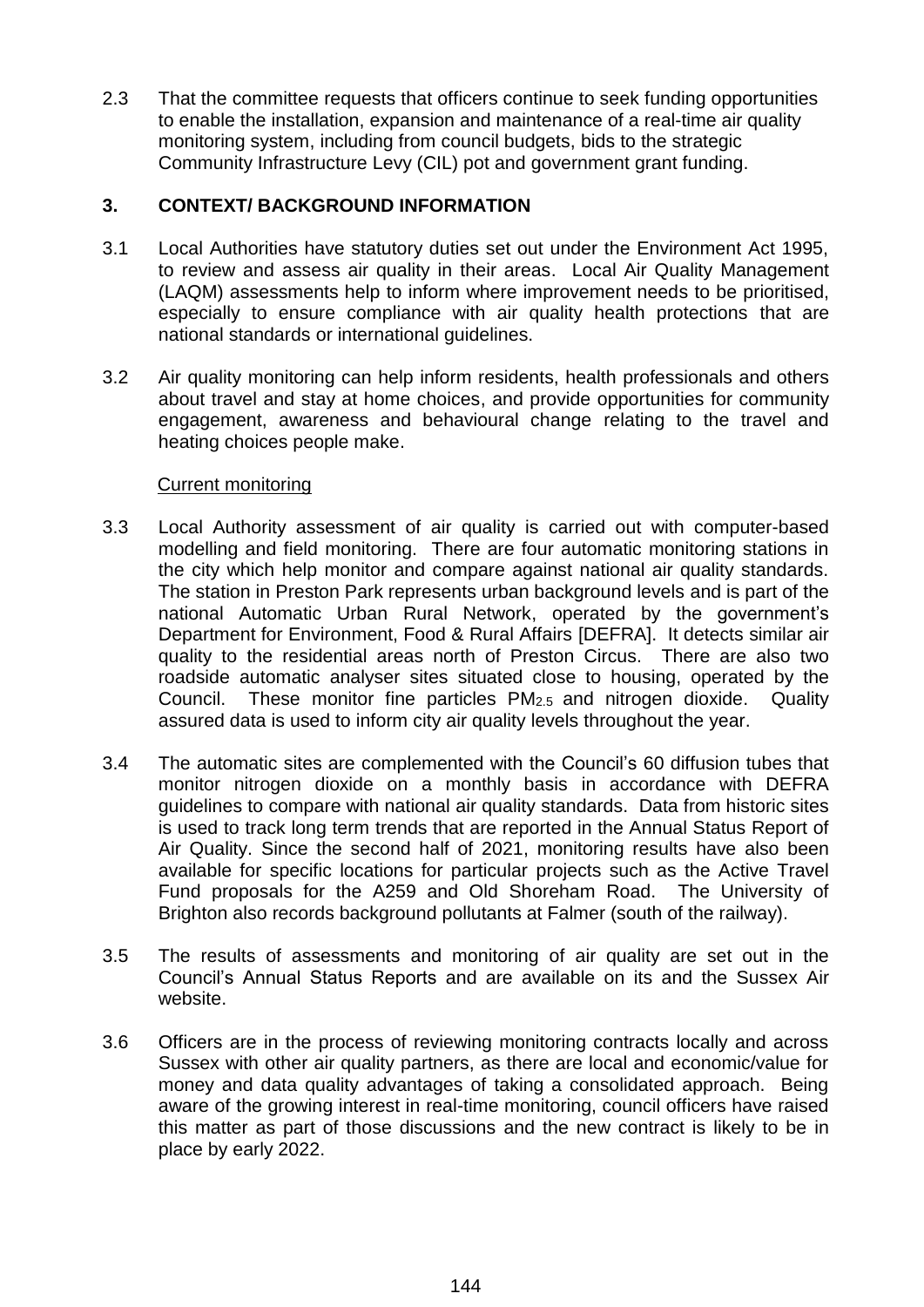2.3 That the committee requests that officers continue to seek funding opportunities to enable the installation, expansion and maintenance of a real-time air quality monitoring system, including from council budgets, bids to the strategic Community Infrastructure Levy (CIL) pot and government grant funding.

## 3. CONTEXT/ BACKGROUND INFORMATION

3.1 Local Authorities have statutory duties set out under the Environment Act 1995, to review and assess air quality in their areas. Local Air Quality Management (LAQM) assessments help to inform where improvement needs to be prioritised, especially to ensure compliance with air quality health protections that are national standards or international guidelines.

3.2 Air quality monitoring can help inform residents, health professionals and others about travel and stay at home choices, and provide opportunities for community engagement, awareness and behavioural change relating to the travel and heating choices people make.

Current monitoring

3.3 Local Authority assessment of air quality is carried out with computer-based modelling and field monitoring. There are four automatic monitoring stations in the city which help monitor and compare against national air quality standards. The station in Preston Park represents urban background levels and is part of the national Automatic Urban Rural Network, operated by the government's Department for Environment, Food & Rural Affairs [DEFRA]. It detects similar air quality to the residential areas north of Preston Circus. There are also two roadside automatic analyser sites situated close to housing, operated by the Council. These monitor fine particles $PM_{2.5}$ and nitrogen dioxide. Quality assured data is used to inform city air quality levels throughout the year.

3.4 The automatic sites are complemented with the Council's 60 diffusion tubes that monitor nitrogen dioxide on a monthly basis in accordance with DEFRA guidelines to compare with national air quality standards. Data from historic sites is used to track long term trends that are reported in the Annual Status Report of Air Quality. Since the second half of 2021, monitoring results have also been available for specific locations for particular projects such as the Active Travel Fund proposals for the A259 and Old Shoreham Road. The University of Brighton also records background pollutants at Falmer (south of the railway).

3.5 The results of assessments and monitoring of air quality are set out in the Council's Annual Status Reports and are available on its and the Sussex Air website.

3.6 Officers are in the process of reviewing monitoring contracts locally and across Sussex with other air quality partners, as there are local and economic/value for money and data quality advantages of taking a consolidated approach. Being aware of the growing interest in real-time monitoring, council officers have raised this matter as part of those discussions and the new contract is likely to be in place by early 2022.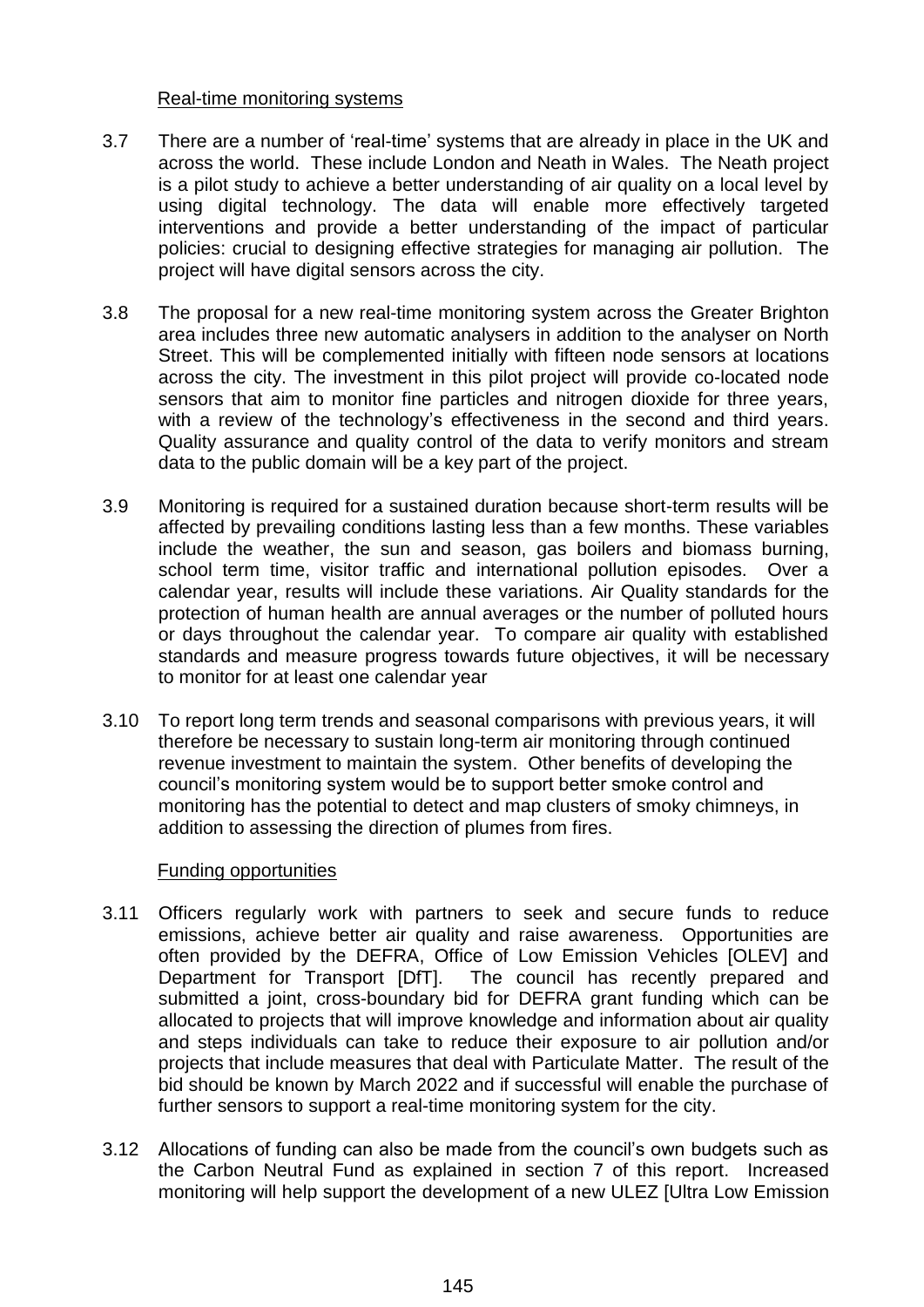Real-time monitoring systems

3.7 There are a number of 'real-time' systems that are already in place in the UK and across the world. These include London and Neath in Wales. The Neath project is a pilot study to achieve a better understanding of air quality on a local level by using digital technology. The data will enable more effectively targeted interventions and provide a better understanding of the impact of particular policies: crucial to designing effective strategies for managing air pollution. The project will have digital sensors across the city.

3.8 The proposal for a new real-time monitoring system across the Greater Brighton area includes three new automatic analysers in addition to the analyser on North Street. This will be complemented initially with fifteen node sensors at locations across the city. The investment in this pilot project will provide co-located node sensors that aim to monitor fine particles and nitrogen dioxide for three years, with a review of the technology's effectiveness in the second and third years. Quality assurance and quality control of the data to verify monitors and stream data to the public domain will be a key part of the project.

3.9 Monitoring is required for a sustained duration because short-term results will be affected by prevailing conditions lasting less than a few months. These variables include the weather, the sun and season, gas boilers and biomass burning, school term time, visitor traffic and international pollution episodes. Over a calendar year, results will include these variations. Air Quality standards for the protection of human health are annual averages or the number of polluted hours or days throughout the calendar year. To compare air quality with established standards and measure progress towards future objectives, it will be necessary to monitor for at least one calendar year

3.10 To report long term trends and seasonal comparisons with previous years, it will therefore be necessary to sustain long-term air monitoring through continued revenue investment to maintain the system. Other benefits of developing the council's monitoring system would be to support better smoke control and monitoring has the potential to detect and map clusters of smoky chimneys, in addition to assessing the direction of plumes from fires.

Funding opportunities

3.11 Officers regularly work with partners to seek and secure funds to reduce emissions, achieve better air quality and raise awareness. Opportunities are often provided by the DEFRA, Office of Low Emission Vehicles [OLEV] and Department for Transport [DfT]. The council has recently prepared and submitted a joint, cross-boundary bid for DEFRA grant funding which can be allocated to projects that will improve knowledge and information about air quality and steps individuals can take to reduce their exposure to air pollution and/or projects that include measures that deal with Particulate Matter. The result of the bid should be known by March 2022 and if successful will enable the purchase of further sensors to support a real-time monitoring system for the city.

3.12 Allocations of funding can also be made from the council's own budgets such as the Carbon Neutral Fund as explained in section 7 of this report. Increased monitoring will help support the development of a new ULEZ [Ultra Low Emission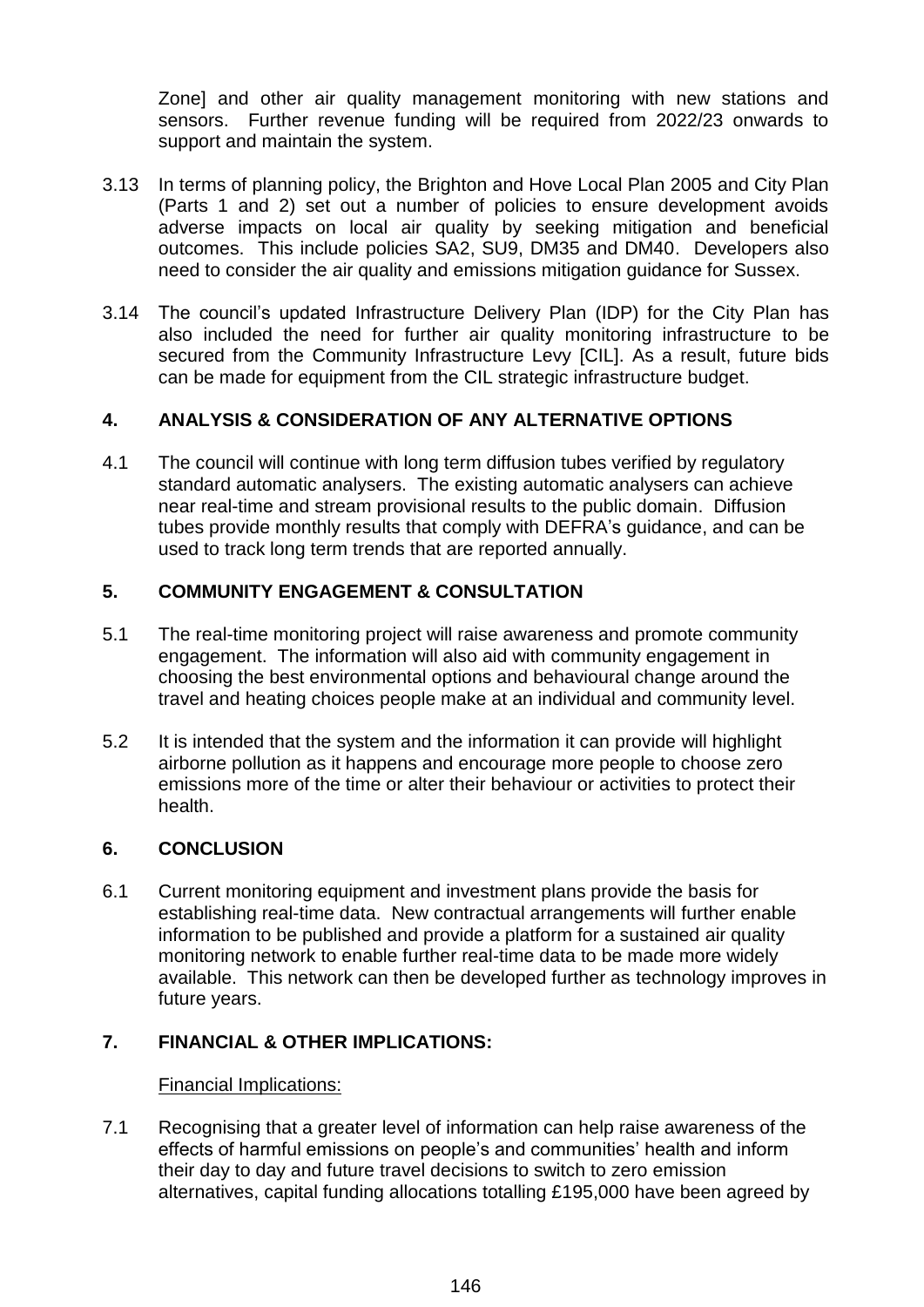Zone] and other air quality management monitoring with new stations and sensors. Further revenue funding will be required from 2022/23 onwards to support and maintain the system.

3.13 In terms of planning policy, the Brighton and Hove Local Plan 2005 and City Plan (Parts 1 and 2) set out a number of policies to ensure development avoids adverse impacts on local air quality by seeking mitigation and beneficial outcomes. This include policies SA2, SU9, DM35 and DM40. Developers also need to consider the air quality and emissions mitigation guidance for Sussex.

3.14 The council's updated Infrastructure Delivery Plan (IDP) for the City Plan has also included the need for further air quality monitoring infrastructure to be secured from the Community Infrastructure Levy [CIL]. As a result, future bids can be made for equipment from the CIL strategic infrastructure budget.

## 4. ANALYSIS & CONSIDERATION OF ANY ALTERNATIVE OPTIONS

4.1 The council will continue with long term diffusion tubes verified by regulatory standard automatic analysers. The existing automatic analysers can achieve near real-time and stream provisional results to the public domain. Diffusion tubes provide monthly results that comply with DEFRA's guidance, and can be used to track long term trends that are reported annually.

## 5. COMMUNITY ENGAGEMENT & CONSULTATION

5.1 The real-time monitoring project will raise awareness and promote community engagement. The information will also aid with community engagement in choosing the best environmental options and behavioural change around the travel and heating choices people make at an individual and community level.

5.2 It is intended that the system and the information it can provide will highlight airborne pollution as it happens and encourage more people to choose zero emissions more of the time or alter their behaviour or activities to protect their health.

## 6. CONCLUSION

6.1 Current monitoring equipment and investment plans provide the basis for establishing real-time data. New contractual arrangements will further enable information to be published and provide a platform for a sustained air quality monitoring network to enable further real-time data to be made more widely available. This network can then be developed further as technology improves in future years.

## 7. FINANCIAL & OTHER IMPLICATIONS:

Financial Implications:

7.1 Recognising that a greater level of information can help raise awareness of the effects of harmful emissions on people's and communities' health and inform their day to day and future travel decisions to switch to zero emission alternatives, capital funding allocations totalling £195,000 have been agreed by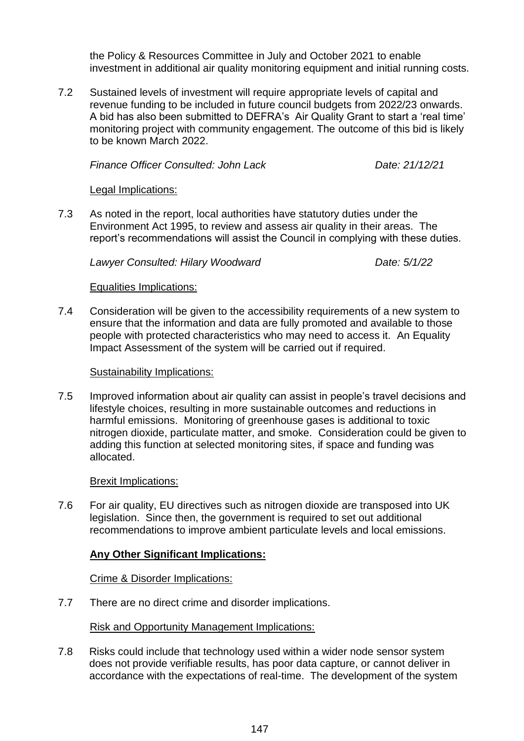the Policy & Resources Committee in July and October 2021 to enable investment in additional air quality monitoring equipment and initial running costs.

7.2 Sustained levels of investment will require appropriate levels of capital and revenue funding to be included in future council budgets from 2022/23 onwards. A bid has also been submitted to DEFRA's Air Quality Grant to start a 'real time' monitoring project with community engagement. The outcome of this bid is likely to be known March 2022.

*Finance Officer Consulted: John Lack* *Date: 21/12/21*

Legal Implications:

7.3 As noted in the report, local authorities have statutory duties under the Environment Act 1995, to review and assess air quality in their areas. The report's recommendations will assist the Council in complying with these duties.

*Lawyer Consulted: Hilary Woodward* *Date: 5/1/22*

Equalities Implications:

7.4 Consideration will be given to the accessibility requirements of a new system to ensure that the information and data are fully promoted and available to those people with protected characteristics who may need to access it. An Equality Impact Assessment of the system will be carried out if required.

Sustainability Implications:

7.5 Improved information about air quality can assist in people's travel decisions and lifestyle choices, resulting in more sustainable outcomes and reductions in harmful emissions. Monitoring of greenhouse gases is additional to toxic nitrogen dioxide, particulate matter, and smoke. Consideration could be given to adding this function at selected monitoring sites, if space and funding was allocated.

Brexit Implications:

7.6 For air quality, EU directives such as nitrogen dioxide are transposed into UK legislation. Since then, the government is required to set out additional recommendations to improve ambient particulate levels and local emissions.

**Any Other Significant Implications:**

Crime & Disorder Implications:

7.7 There are no direct crime and disorder implications.

Risk and Opportunity Management Implications:

7.8 Risks could include that technology used within a wider node sensor system does not provide verifiable results, has poor data capture, or cannot deliver in accordance with the expectations of real-time. The development of the system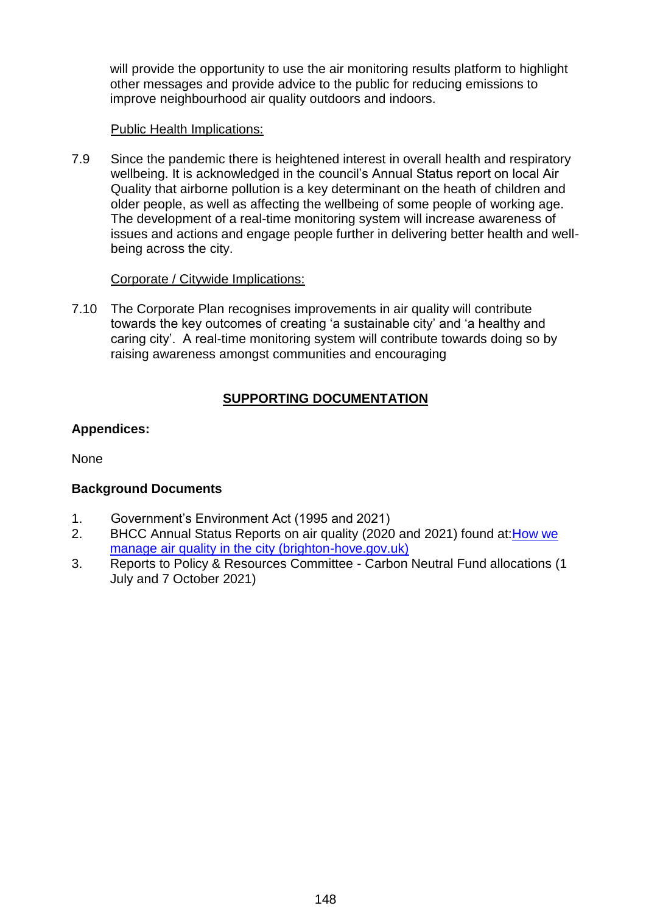will provide the opportunity to use the air monitoring results platform to highlight other messages and provide advice to the public for reducing emissions to improve neighbourhood air quality outdoors and indoors.

Public Health Implications:

7.9 Since the pandemic there is heightened interest in overall health and respiratory wellbeing. It is acknowledged in the council's Annual Status report on local Air Quality that airborne pollution is a key determinant on the heath of children and older people, as well as affecting the wellbeing of some people of working age. The development of a real-time monitoring system will increase awareness of issues and actions and engage people further in delivering better health and well-being across the city.

Corporate / Citywide Implications:

7.10 The Corporate Plan recognises improvements in air quality will contribute towards the key outcomes of creating 'a sustainable city' and 'a healthy and caring city'. A real-time monitoring system will contribute towards doing so by raising awareness amongst communities and encouraging

## SUPPORTING DOCUMENTATION

**Appendices:**

None

**Background Documents**

1. Government's Environment Act (1995 and 2021)
2. BHCC Annual Status Reports on air quality (2020 and 2021) found at: [How we manage air quality in the city (brighton-hove.gov.uk)]
3. Reports to Policy & Resources Committee - Carbon Neutral Fund allocations (1 July and 7 October 2021)